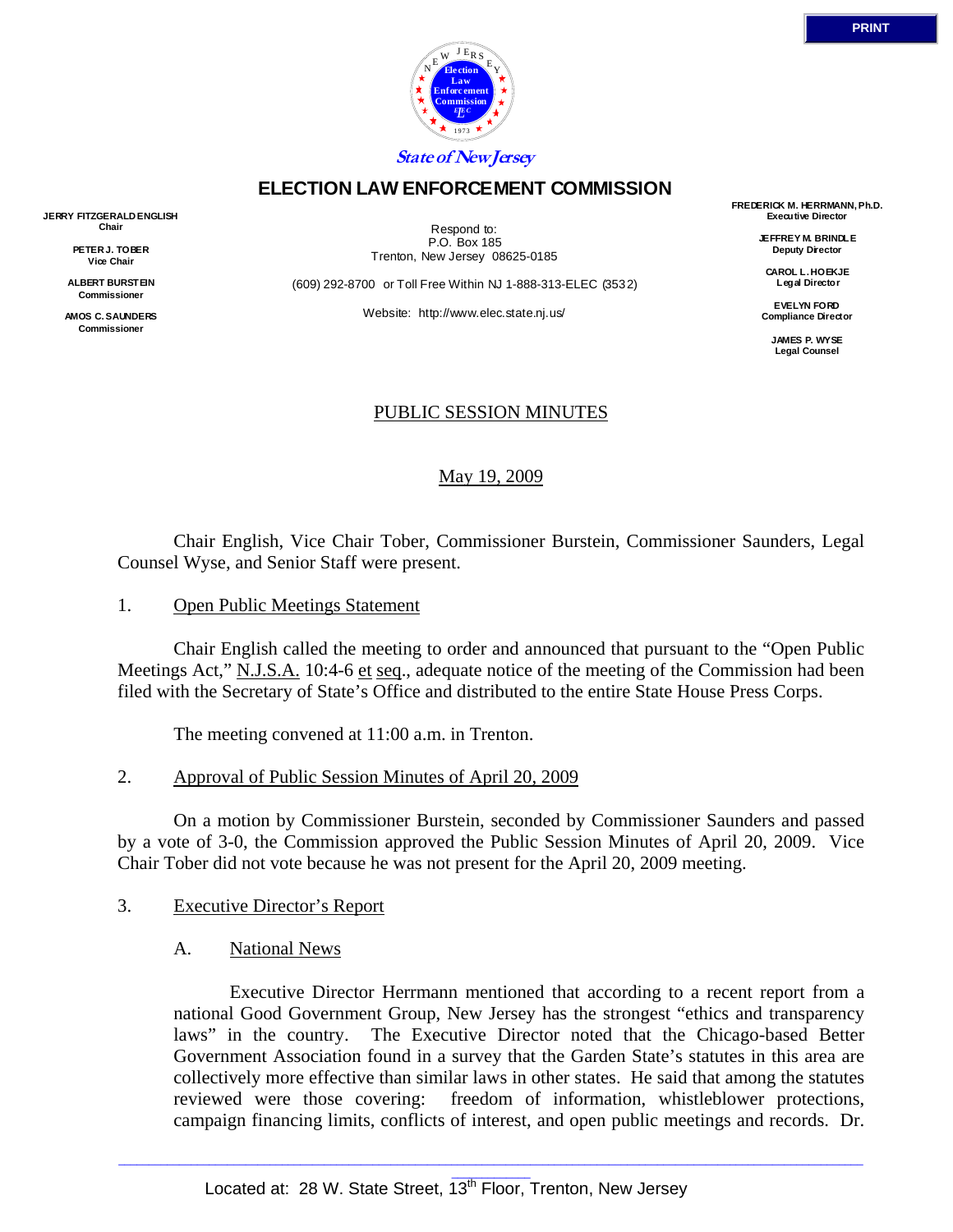PRINT

State of New Jersey

# ELECTION LAW ENFORCEMENT COMMISSION

**JERRY FITZGERALD ENGLISH**
**Chair**

**PETER J. TOBER**
**Vice Chair**

**ALBERT BURSTEIN**
**Commissioner**

**AMOS C. SAUNDERS**
**Commissioner**

Respond to:
P.O. Box 185
Trenton, New Jersey 08625-0185

(609) 292-8700 or Toll Free Within NJ 1-888-313-ELEC (3532)

Website: http://www.elec.state.nj.us/

**FREDERICK M. HERRMANN, Ph.D.**
**Executive Director**

**JEFFREY M. BRINDLE**
**Deputy Director**

**CAROL L. HOEKJE**
**Legal Director**

**EVELYN FORD**
**Compliance Director**

**JAMES P. WYSE**
**Legal Counsel**

## PUBLIC SESSION MINUTES

May 19, 2009

Chair English, Vice Chair Tober, Commissioner Burstein, Commissioner Saunders, Legal Counsel Wyse, and Senior Staff were present.

1. Open Public Meetings Statement

Chair English called the meeting to order and announced that pursuant to the "Open Public Meetings Act," N.J.S.A. 10:4-6 et seq., adequate notice of the meeting of the Commission had been filed with the Secretary of State's Office and distributed to the entire State House Press Corps.

The meeting convened at 11:00 a.m. in Trenton.

2. Approval of Public Session Minutes of April 20, 2009

On a motion by Commissioner Burstein, seconded by Commissioner Saunders and passed by a vote of 3-0, the Commission approved the Public Session Minutes of April 20, 2009. Vice Chair Tober did not vote because he was not present for the April 20, 2009 meeting.

3. Executive Director's Report

A. National News

Executive Director Herrmann mentioned that according to a recent report from a national Good Government Group, New Jersey has the strongest "ethics and transparency laws" in the country. The Executive Director noted that the Chicago-based Better Government Association found in a survey that the Garden State's statutes in this area are collectively more effective than similar laws in other states. He said that among the statutes reviewed were those covering: freedom of information, whistleblower protections, campaign financing limits, conflicts of interest, and open public meetings and records. Dr.

Located at: 28 W. State Street, 13th Floor, Trenton, New Jersey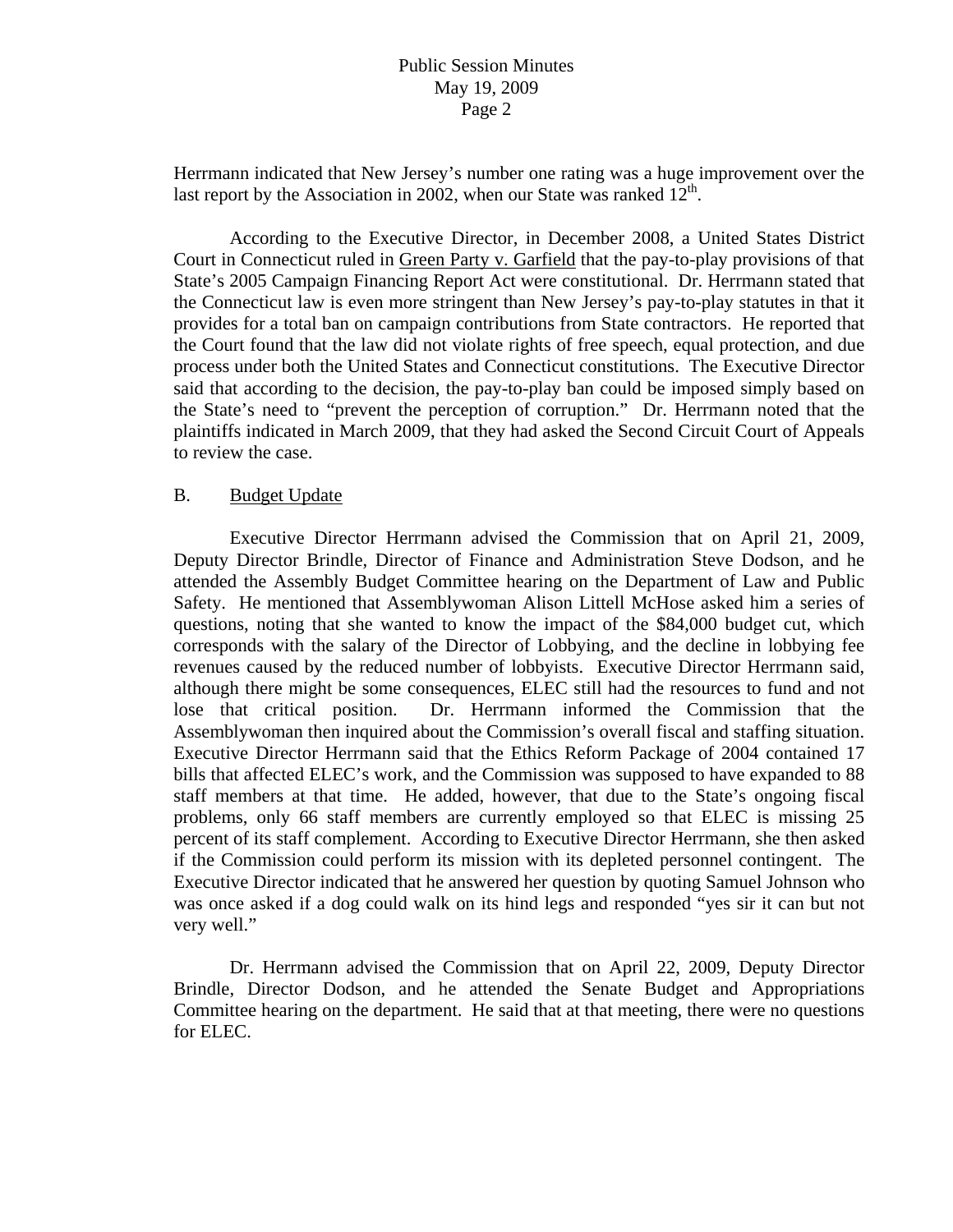Herrmann indicated that New Jersey's number one rating was a huge improvement over the last report by the Association in 2002, when our State was ranked 12th.

According to the Executive Director, in December 2008, a United States District Court in Connecticut ruled in Green Party v. Garfield that the pay-to-play provisions of that State's 2005 Campaign Financing Report Act were constitutional. Dr. Herrmann stated that the Connecticut law is even more stringent than New Jersey's pay-to-play statutes in that it provides for a total ban on campaign contributions from State contractors. He reported that the Court found that the law did not violate rights of free speech, equal protection, and due process under both the United States and Connecticut constitutions. The Executive Director said that according to the decision, the pay-to-play ban could be imposed simply based on the State's need to "prevent the perception of corruption." Dr. Herrmann noted that the plaintiffs indicated in March 2009, that they had asked the Second Circuit Court of Appeals to review the case.

B. Budget Update

Executive Director Herrmann advised the Commission that on April 21, 2009, Deputy Director Brindle, Director of Finance and Administration Steve Dodson, and he attended the Assembly Budget Committee hearing on the Department of Law and Public Safety. He mentioned that Assemblywoman Alison Littell McHose asked him a series of questions, noting that she wanted to know the impact of the $84,000 budget cut, which corresponds with the salary of the Director of Lobbying, and the decline in lobbying fee revenues caused by the reduced number of lobbyists. Executive Director Herrmann said, although there might be some consequences, ELEC still had the resources to fund and not lose that critical position. Dr. Herrmann informed the Commission that the Assemblywoman then inquired about the Commission's overall fiscal and staffing situation. Executive Director Herrmann said that the Ethics Reform Package of 2004 contained 17 bills that affected ELEC's work, and the Commission was supposed to have expanded to 88 staff members at that time. He added, however, that due to the State's ongoing fiscal problems, only 66 staff members are currently employed so that ELEC is missing 25 percent of its staff complement. According to Executive Director Herrmann, she then asked if the Commission could perform its mission with its depleted personnel contingent. The Executive Director indicated that he answered her question by quoting Samuel Johnson who was once asked if a dog could walk on its hind legs and responded "yes sir it can but not very well."

Dr. Herrmann advised the Commission that on April 22, 2009, Deputy Director Brindle, Director Dodson, and he attended the Senate Budget and Appropriations Committee hearing on the department. He said that at that meeting, there were no questions for ELEC.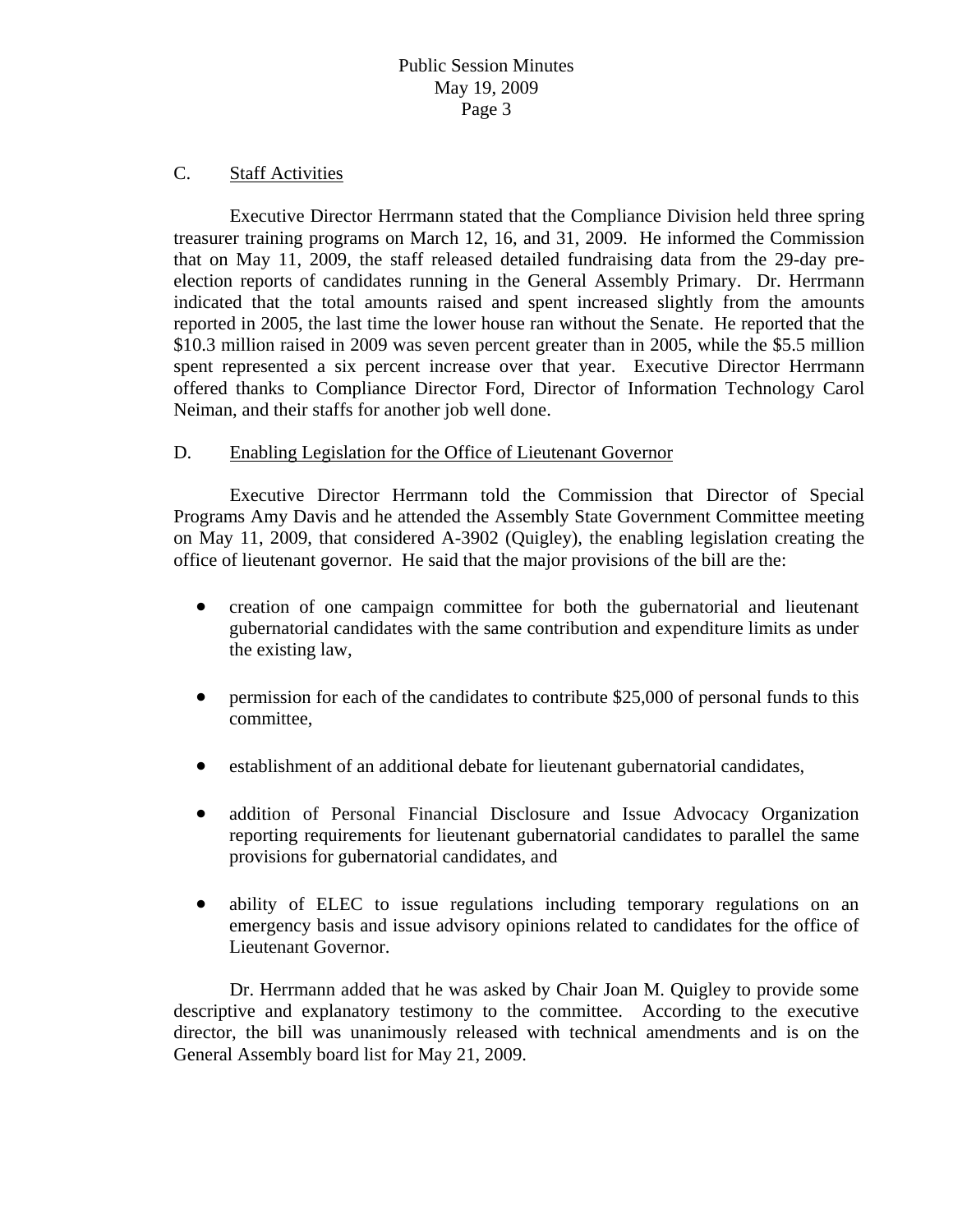C. Staff Activities

Executive Director Herrmann stated that the Compliance Division held three spring treasurer training programs on March 12, 16, and 31, 2009. He informed the Commission that on May 11, 2009, the staff released detailed fundraising data from the 29-day pre-election reports of candidates running in the General Assembly Primary. Dr. Herrmann indicated that the total amounts raised and spent increased slightly from the amounts reported in 2005, the last time the lower house ran without the Senate. He reported that the $10.3 million raised in 2009 was seven percent greater than in 2005, while the $5.5 million spent represented a six percent increase over that year. Executive Director Herrmann offered thanks to Compliance Director Ford, Director of Information Technology Carol Neiman, and their staffs for another job well done.

D. Enabling Legislation for the Office of Lieutenant Governor

Executive Director Herrmann told the Commission that Director of Special Programs Amy Davis and he attended the Assembly State Government Committee meeting on May 11, 2009, that considered A-3902 (Quigley), the enabling legislation creating the office of lieutenant governor. He said that the major provisions of the bill are the:

- creation of one campaign committee for both the gubernatorial and lieutenant gubernatorial candidates with the same contribution and expenditure limits as under the existing law,
- permission for each of the candidates to contribute $25,000 of personal funds to this committee,
- establishment of an additional debate for lieutenant gubernatorial candidates,
- addition of Personal Financial Disclosure and Issue Advocacy Organization reporting requirements for lieutenant gubernatorial candidates to parallel the same provisions for gubernatorial candidates, and
- ability of ELEC to issue regulations including temporary regulations on an emergency basis and issue advisory opinions related to candidates for the office of Lieutenant Governor.

Dr. Herrmann added that he was asked by Chair Joan M. Quigley to provide some descriptive and explanatory testimony to the committee. According to the executive director, the bill was unanimously released with technical amendments and is on the General Assembly board list for May 21, 2009.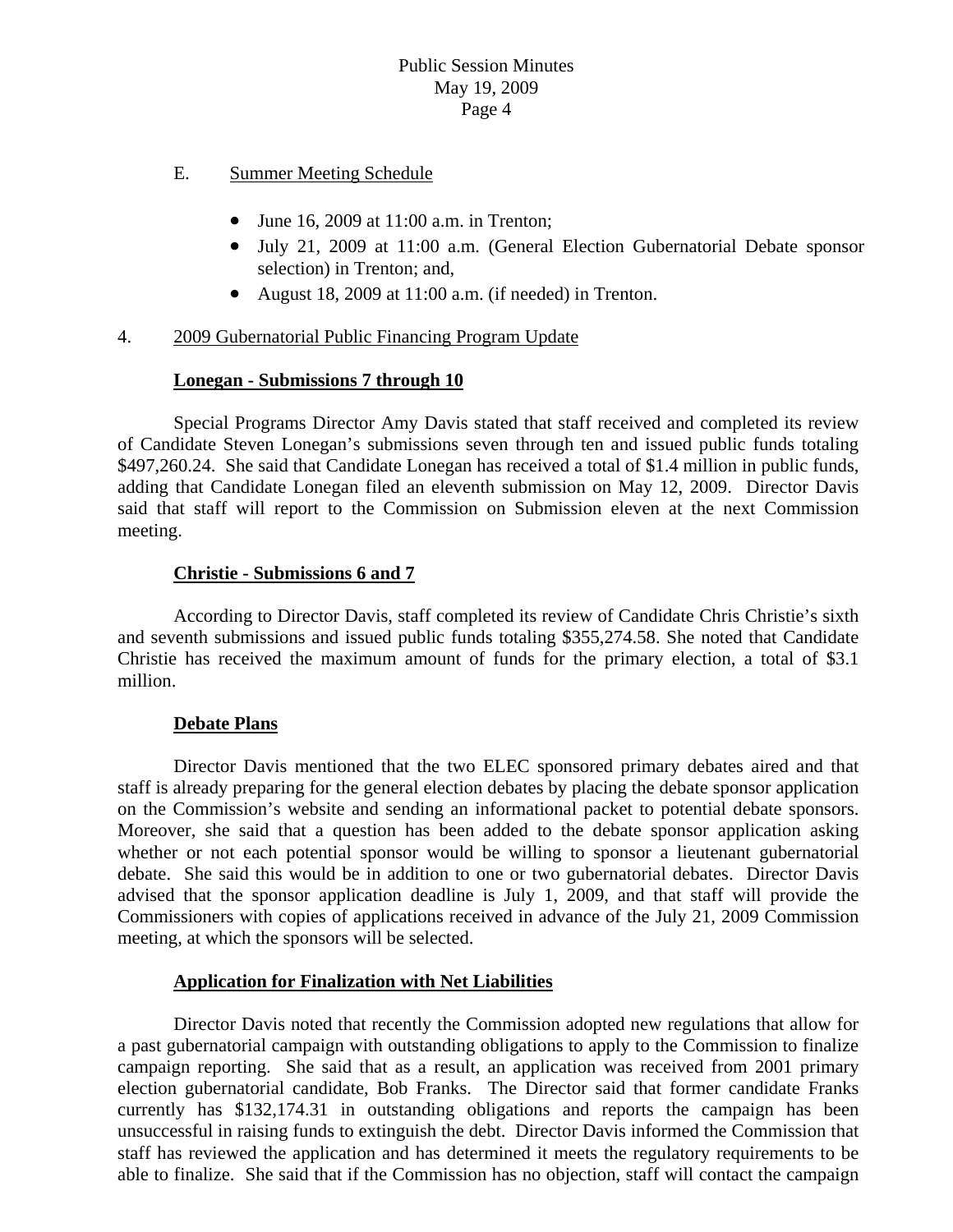E. Summer Meeting Schedule

- June 16, 2009 at 11:00 a.m. in Trenton;
- July 21, 2009 at 11:00 a.m. (General Election Gubernatorial Debate sponsor selection) in Trenton; and,
- August 18, 2009 at 11:00 a.m. (if needed) in Trenton.

4. 2009 Gubernatorial Public Financing Program Update

**Lonegan - Submissions 7 through 10**

Special Programs Director Amy Davis stated that staff received and completed its review of Candidate Steven Lonegan's submissions seven through ten and issued public funds totaling \$497,260.24. She said that Candidate Lonegan has received a total of \$1.4 million in public funds, adding that Candidate Lonegan filed an eleventh submission on May 12, 2009. Director Davis said that staff will report to the Commission on Submission eleven at the next Commission meeting.

**Christie - Submissions 6 and 7**

According to Director Davis, staff completed its review of Candidate Chris Christie's sixth and seventh submissions and issued public funds totaling \$355,274.58. She noted that Candidate Christie has received the maximum amount of funds for the primary election, a total of \$3.1 million.

**Debate Plans**

Director Davis mentioned that the two ELEC sponsored primary debates aired and that staff is already preparing for the general election debates by placing the debate sponsor application on the Commission's website and sending an informational packet to potential debate sponsors. Moreover, she said that a question has been added to the debate sponsor application asking whether or not each potential sponsor would be willing to sponsor a lieutenant gubernatorial debate. She said this would be in addition to one or two gubernatorial debates. Director Davis advised that the sponsor application deadline is July 1, 2009, and that staff will provide the Commissioners with copies of applications received in advance of the July 21, 2009 Commission meeting, at which the sponsors will be selected.

**Application for Finalization with Net Liabilities**

Director Davis noted that recently the Commission adopted new regulations that allow for a past gubernatorial campaign with outstanding obligations to apply to the Commission to finalize campaign reporting. She said that as a result, an application was received from 2001 primary election gubernatorial candidate, Bob Franks. The Director said that former candidate Franks currently has \$132,174.31 in outstanding obligations and reports the campaign has been unsuccessful in raising funds to extinguish the debt. Director Davis informed the Commission that staff has reviewed the application and has determined it meets the regulatory requirements to be able to finalize. She said that if the Commission has no objection, staff will contact the campaign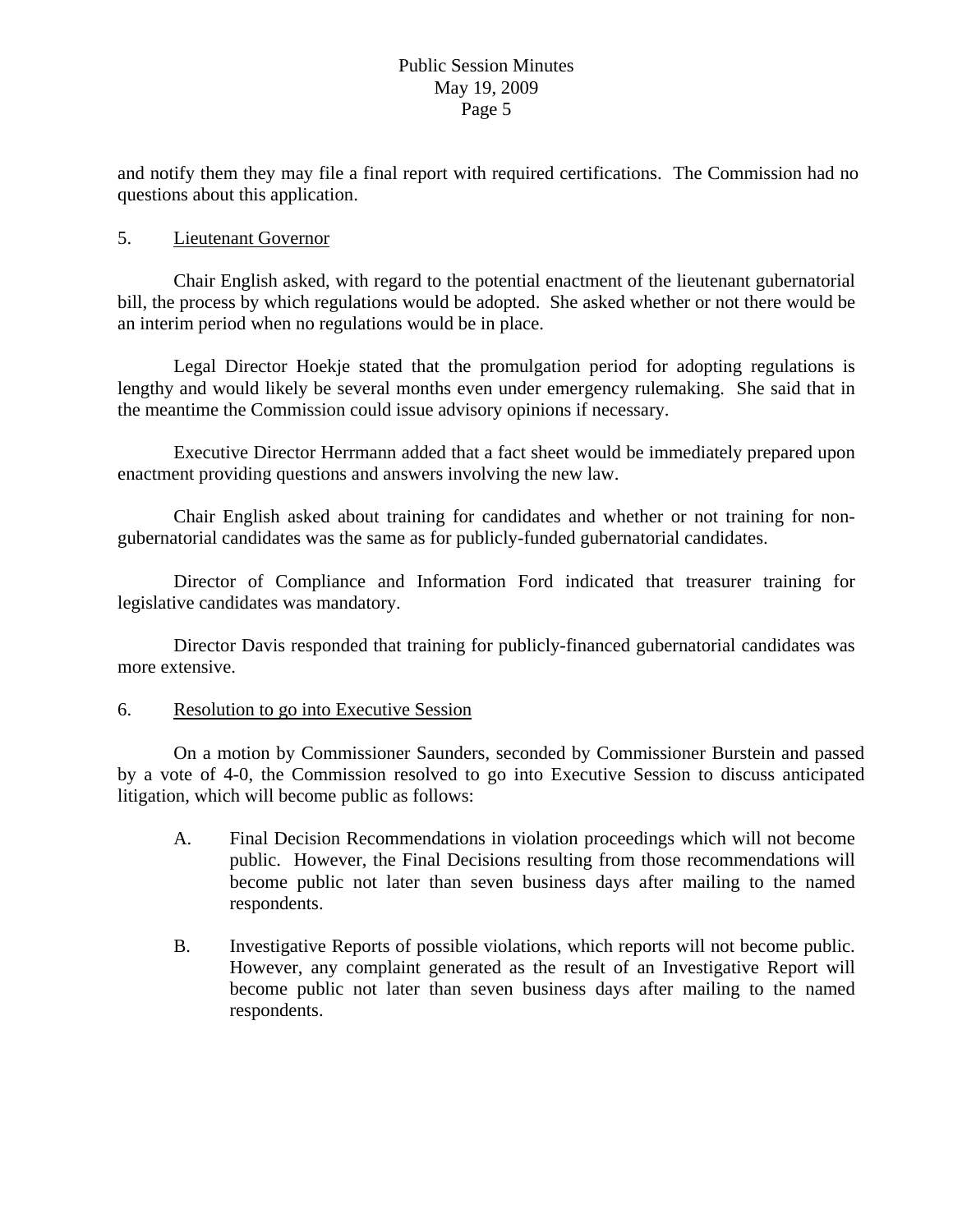and notify them they may file a final report with required certifications. The Commission had no questions about this application.

5. Lieutenant Governor

Chair English asked, with regard to the potential enactment of the lieutenant gubernatorial bill, the process by which regulations would be adopted. She asked whether or not there would be an interim period when no regulations would be in place.

Legal Director Hoekje stated that the promulgation period for adopting regulations is lengthy and would likely be several months even under emergency rulemaking. She said that in the meantime the Commission could issue advisory opinions if necessary.

Executive Director Herrmann added that a fact sheet would be immediately prepared upon enactment providing questions and answers involving the new law.

Chair English asked about training for candidates and whether or not training for non-gubernatorial candidates was the same as for publicly-funded gubernatorial candidates.

Director of Compliance and Information Ford indicated that treasurer training for legislative candidates was mandatory.

Director Davis responded that training for publicly-financed gubernatorial candidates was more extensive.

6. Resolution to go into Executive Session

On a motion by Commissioner Saunders, seconded by Commissioner Burstein and passed by a vote of 4-0, the Commission resolved to go into Executive Session to discuss anticipated litigation, which will become public as follows:

A. Final Decision Recommendations in violation proceedings which will not become public. However, the Final Decisions resulting from those recommendations will become public not later than seven business days after mailing to the named respondents.

B. Investigative Reports of possible violations, which reports will not become public. However, any complaint generated as the result of an Investigative Report will become public not later than seven business days after mailing to the named respondents.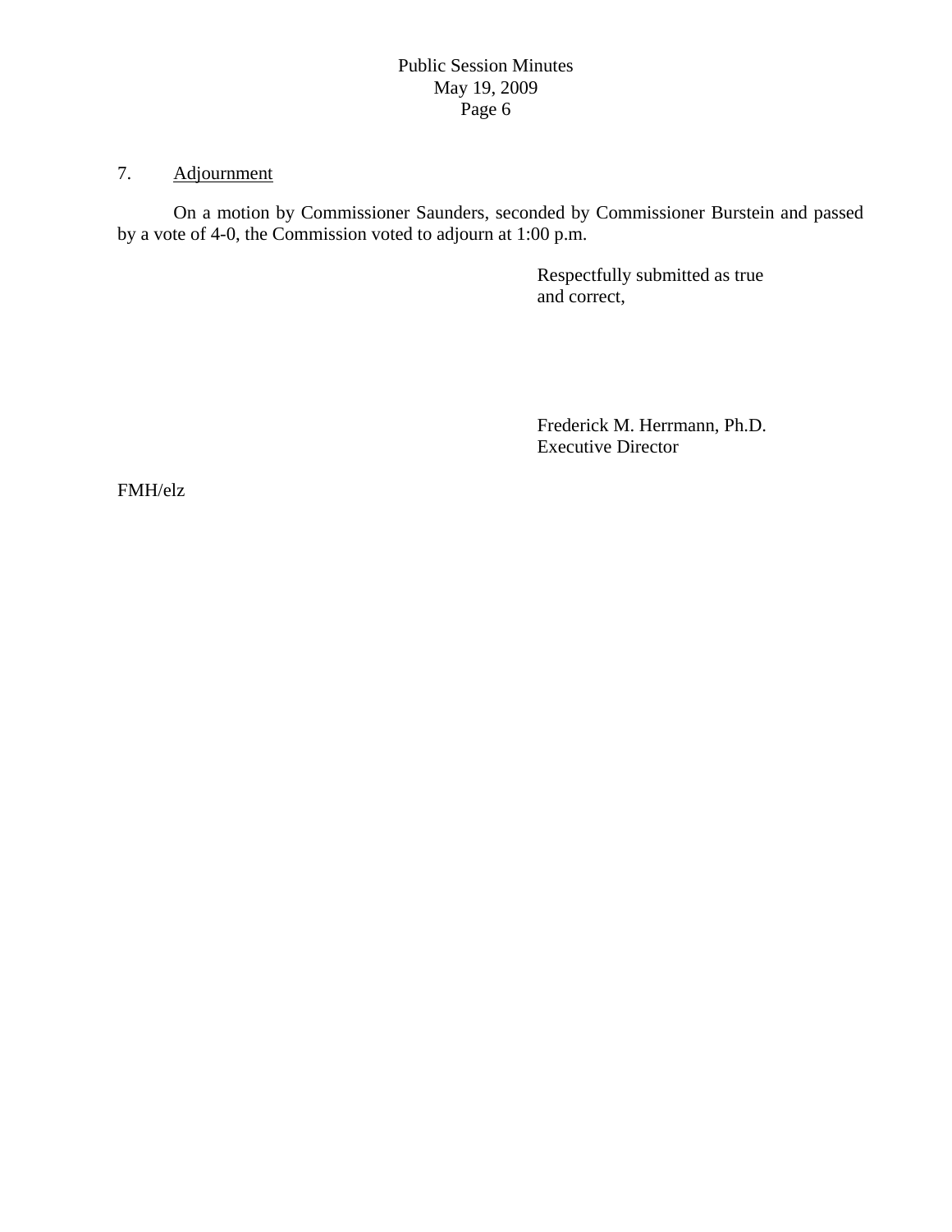7. <u>Adjournment</u>

On a motion by Commissioner Saunders, seconded by Commissioner Burstein and passed by a vote of 4-0, the Commission voted to adjourn at 1:00 p.m.

Respectfully submitted as true and correct,

Frederick M. Herrmann, Ph.D.
Executive Director

FMH/elz